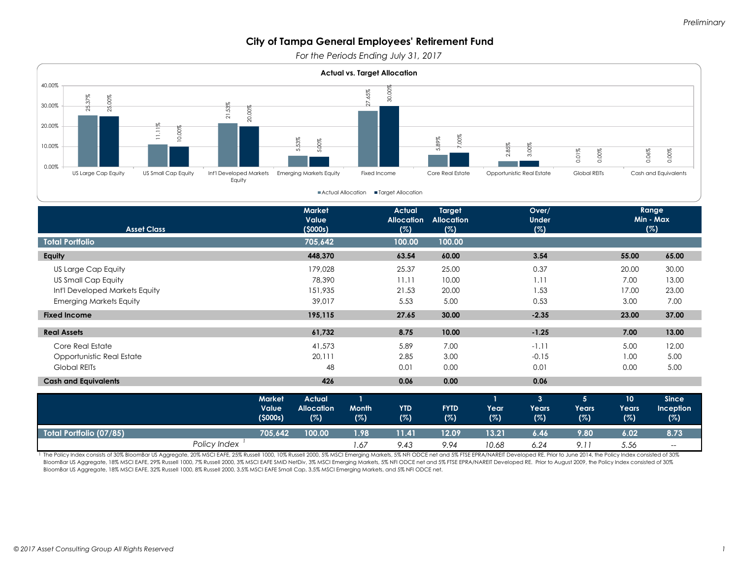*Preliminary*

# City of Tampa General Employees' Retirement Fund

*For the Periods Ending July 31, 2017*

## Actual vs. Target Allocation

| Asset Class | Actual Allocation | Target Allocation |
|---|---|---|
| US Large Cap Equity | 25.37% | 25.00% |
| US Small Cap Equity | 11.11% | 10.00% |
| Int'l Developed Markets Equity | 21.53% | 20.00% |
| Emerging Markets Equity | 5.53% | 5.00% |
| Fixed Income | 27.65% | 30.00% |
| Core Real Estate | 5.89% | 7.00% |
| Opportunistic Real Estate | 2.85% | 3.00% |
| Global REITs | 0.01% | 0.00% |
| Cash and Equivalents | 0.06% | 0.00% |

| Asset Class | Market Value ($000s) | Actual Allocation (%) | Target Allocation (%) | Over/ Under (%) | Range Min (%) | Range Max (%) |
|---|---|---|---|---|---|---|
| **Total Portfolio** | **705,642** | **100.00** | **100.00** | | | |
| **Equity** | **448,370** | **63.54** | **60.00** | **3.54** | **55.00** | **65.00** |
| US Large Cap Equity | 179,028 | 25.37 | 25.00 | 0.37 | 20.00 | 30.00 |
| US Small Cap Equity | 78,390 | 11.11 | 10.00 | 1.11 | 7.00 | 13.00 |
| Int'l Developed Markets Equity | 151,935 | 21.53 | 20.00 | 1.53 | 17.00 | 23.00 |
| Emerging Markets Equity | 39,017 | 5.53 | 5.00 | 0.53 | 3.00 | 7.00 |
| **Fixed Income** | **195,115** | **27.65** | **30.00** | **-2.35** | **23.00** | **37.00** |
| **Real Assets** | **61,732** | **8.75** | **10.00** | **-1.25** | **7.00** | **13.00** |
| Core Real Estate | 41,573 | 5.89 | 7.00 | -1.11 | 5.00 | 12.00 |
| Opportunistic Real Estate | 20,111 | 2.85 | 3.00 | -0.15 | 1.00 | 5.00 |
| Global REITs | 48 | 0.01 | 0.00 | 0.01 | 0.00 | 5.00 |
| **Cash and Equivalents** | **426** | **0.06** | **0.00** | **0.06** | | |

| | Market Value ($000s) | Actual Allocation (%) | 1 Month (%) | YTD (%) | FYTD (%) | 1 Year (%) | 3 Years (%) | 5 Years (%) | 10 Years (%) | Since Inception (%) |
|---|---|---|---|---|---|---|---|---|---|---|
| **Total Portfolio (07/85)** | **705,642** | **100.00** | **1.98** | **11.41** | **12.09** | **13.21** | **6.46** | **9.80** | **6.02** | **8.73** |
| *Policy Index* [1] | | | *1.67* | *9.43* | *9.94* | *10.68* | *6.24* | *9.11* | *5.56* | -- |

[1] The Policy Index consists of 30% BloomBar US Aggregate, 20% MSCI EAFE, 25% Russell 1000, 10% Russell 2000, 5% MSCI Emerging Markets, 5% NFI ODCE net and 5% FTSE EPRA/NAREIT Developed RE. Prior to June 2014, the Policy Index consisted of 30% BloomBar US Aggregate, 18% MSCI EAFE, 29% Russell 1000, 7% Russell 2000, 3% MSCI EAFE SMID NetDiv, 3% MSCI Emerging Markets, 5% NFI ODCE net and 5% FTSE EPRA/NAREIT Developed RE. Prior to August 2009, the Policy Index consisted of 30% BloomBar US Aggregate, 18% MSCI EAFE, 32% Russell 1000, 8% Russell 2000, 3.5% MSCI EAFE Small Cap, 3.5% MSCI Emerging Markets, and 5% NFI ODCE net.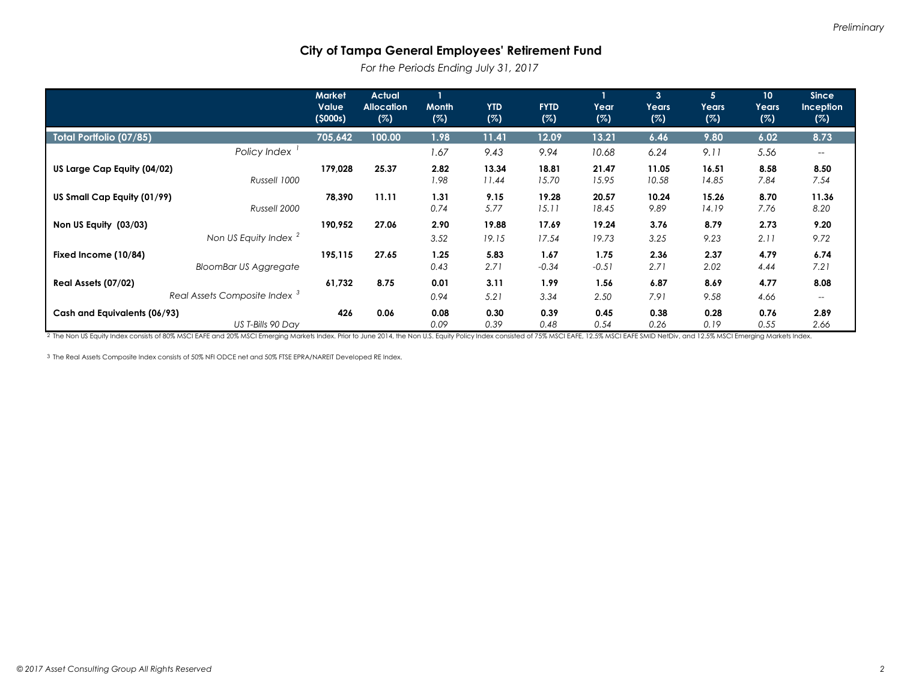*Preliminary*

# City of Tampa General Employees' Retirement Fund

*For the Periods Ending July 31, 2017*

| | Market Value ($000s) | Actual Allocation (%) | 1 Month (%) | YTD (%) | FYTD (%) | 1 Year (%) | 3 Years (%) | 5 Years (%) | 10 Years (%) | Since Inception (%) |
|---|---|---|---|---|---|---|---|---|---|---|
| **Total Portfolio (07/85)** | **705,642** | **100.00** | **1.98** | **11.41** | **12.09** | **13.21** | **6.46** | **9.80** | **6.02** | **8.73** |
| *Policy Index* [1] | | | *1.67* | *9.43* | *9.94* | *10.68* | *6.24* | *9.11* | *5.56* | -- |
| **US Large Cap Equity (04/02)** | **179,028** | **25.37** | **2.82** | **13.34** | **18.81** | **21.47** | **11.05** | **16.51** | **8.58** | **8.50** |
| *Russell 1000* | | | *1.98* | *11.44* | *15.70* | *15.95* | *10.58* | *14.85* | *7.84* | *7.54* |
| **US Small Cap Equity (01/99)** | **78,390** | **11.11** | **1.31** | **9.15** | **19.28** | **20.57** | **10.24** | **15.26** | **8.70** | **11.36** |
| *Russell 2000* | | | *0.74* | *5.77* | *15.11* | *18.45* | *9.89* | *14.19* | *7.76* | *8.20* |
| **Non US Equity (03/03)** | **190,952** | **27.06** | **2.90** | **19.88** | **17.69** | **19.24** | **3.76** | **8.79** | **2.73** | **9.20** |
| *Non US Equity Index* [2] | | | *3.52* | *19.15* | *17.54* | *19.73* | *3.25* | *9.23* | *2.11* | *9.72* |
| **Fixed Income (10/84)** | **195,115** | **27.65** | **1.25** | **5.83** | **1.67** | **1.75** | **2.36** | **2.37** | **4.79** | **6.74** |
| *BloomBar US Aggregate* | | | *0.43* | *2.71* | *-0.34* | *-0.51* | *2.71* | *2.02* | *4.44* | *7.21* |
| **Real Assets (07/02)** | **61,732** | **8.75** | **0.01** | **3.11** | **1.99** | **1.56** | **6.87** | **8.69** | **4.77** | **8.08** |
| *Real Assets Composite Index* [3] | | | *0.94* | *5.21* | *3.34* | *2.50* | *7.91* | *9.58* | *4.66* | -- |
| **Cash and Equivalents (06/93)** | **426** | **0.06** | **0.08** | **0.30** | **0.39** | **0.45** | **0.38** | **0.28** | **0.76** | **2.89** |
| *US T-Bills 90 Day* | | | *0.09* | *0.39* | *0.48* | *0.54* | *0.26* | *0.19* | *0.55* | *2.66* |

[2] The Non US Equity Index consists of 80% MSCI EAFE and 20% MSCI Emerging Markets Index. Prior to June 2014, the Non U.S. Equity Policy Index consisted of 75% MSCI EAFE, 12.5% MSCI EAFE SMID NetDiv, and 12.5% MSCI Emerging Markets Index.

[3] The Real Assets Composite Index consists of 50% NFI ODCE net and 50% FTSE EPRA/NAREIT Developed RE Index.

*© 2017 Asset Consulting Group All Rights Reserved*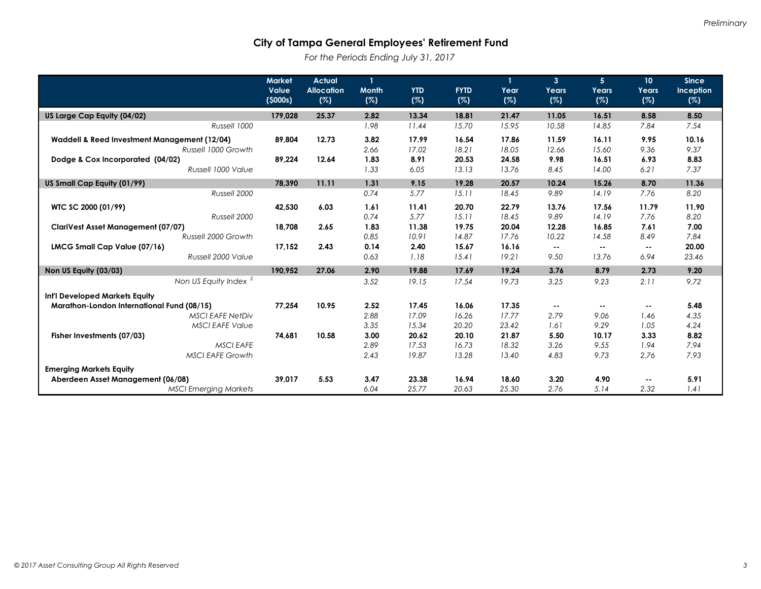Preliminary

# City of Tampa General Employees' Retirement Fund

*For the Periods Ending July 31, 2017*

| | Market Value ($000s) | Actual Allocation (%) | 1 Month (%) | YTD (%) | FYTD (%) | 1 Year (%) | 3 Years (%) | 5 Years (%) | 10 Years (%) | Since Inception (%) |
|---|---|---|---|---|---|---|---|---|---|---|
| **US Large Cap Equity (04/02)** | **179,028** | **25.37** | **2.82** | **13.34** | **18.81** | **21.47** | **11.05** | **16.51** | **8.58** | **8.50** |
| *Russell 1000* | | | *1.98* | *11.44* | *15.70* | *15.95* | *10.58* | *14.85* | *7.84* | *7.54* |
| **Waddell & Reed Investment Management (12/04)** | **89,804** | **12.73** | **3.82** | **17.99** | **16.54** | **17.86** | **11.59** | **16.11** | **9.95** | **10.16** |
| *Russell 1000 Growth* | | | *2.66* | *17.02* | *18.21* | *18.05* | *12.66* | *15.60* | *9.36* | *9.37* |
| **Dodge & Cox Incorporated (04/02)** | **89,224** | **12.64** | **1.83** | **8.91** | **20.53** | **24.58** | **9.98** | **16.51** | **6.93** | **8.83** |
| *Russell 1000 Value* | | | *1.33* | *6.05* | *13.13* | *13.76* | *8.45* | *14.00* | *6.21* | *7.37* |
| **US Small Cap Equity (01/99)** | **78,390** | **11.11** | **1.31** | **9.15** | **19.28** | **20.57** | **10.24** | **15.26** | **8.70** | **11.36** |
| *Russell 2000* | | | *0.74* | *5.77* | *15.11* | *18.45* | *9.89* | *14.19* | *7.76* | *8.20* |
| **WTC SC 2000 (01/99)** | **42,530** | **6.03** | **1.61** | **11.41** | **20.70** | **22.79** | **13.76** | **17.56** | **11.79** | **11.90** |
| *Russell 2000* | | | *0.74* | *5.77* | *15.11* | *18.45* | *9.89* | *14.19* | *7.76* | *8.20* |
| **ClariVest Asset Management (07/07)** | **18,708** | **2.65** | **1.83** | **11.38** | **19.75** | **20.04** | **12.28** | **16.85** | **7.61** | **7.00** |
| *Russell 2000 Growth* | | | *0.85* | *10.91* | *14.87* | *17.76* | *10.22* | *14.58* | *8.49* | *7.84* |
| **LMCG Small Cap Value (07/16)** | **17,152** | **2.43** | **0.14** | **2.40** | **15.67** | **16.16** | -- | -- | -- | **20.00** |
| *Russell 2000 Value* | | | *0.63* | *1.18* | *15.41* | *19.21* | *9.50* | *13.76* | *6.94* | *23.46* |
| **Non US Equity (03/03)** | **190,952** | **27.06** | **2.90** | **19.88** | **17.69** | **19.24** | **3.76** | **8.79** | **2.73** | **9.20** |
| *Non US Equity Index [2]* | | | *3.52* | *19.15* | *17.54* | *19.73* | *3.25* | *9.23* | *2.11* | *9.72* |
| **Int'l Developed Markets Equity** | | | | | | | | | | |
| **Marathon-London International Fund (08/15)** | **77,254** | **10.95** | **2.52** | **17.45** | **16.06** | **17.35** | -- | -- | -- | **5.48** |
| *MSCI EAFE NetDiv* | | | *2.88* | *17.09* | *16.26* | *17.77* | *2.79* | *9.06* | *1.46* | *4.35* |
| *MSCI EAFE Value* | | | *3.35* | *15.34* | *20.20* | *23.42* | *1.61* | *9.29* | *1.05* | *4.24* |
| **Fisher Investments (07/03)** | **74,681** | **10.58** | **3.00** | **20.62** | **20.10** | **21.87** | **5.50** | **10.17** | **3.33** | **8.82** |
| *MSCI EAFE* | | | *2.89* | *17.53* | *16.73* | *18.32* | *3.26* | *9.55* | *1.94* | *7.94* |
| *MSCI EAFE Growth* | | | *2.43* | *19.87* | *13.28* | *13.40* | *4.83* | *9.73* | *2.76* | *7.93* |
| **Emerging Markets Equity** | | | | | | | | | | |
| **Aberdeen Asset Management (06/08)** | **39,017** | **5.53** | **3.47** | **23.38** | **16.94** | **18.60** | **3.20** | **4.90** | -- | **5.91** |
| *MSCI Emerging Markets* | | | *6.04* | *25.77* | *20.63* | *25.30* | *2.76* | *5.14* | *2.32* | *1.41* |

*© 2017 Asset Consulting Group All Rights Reserved*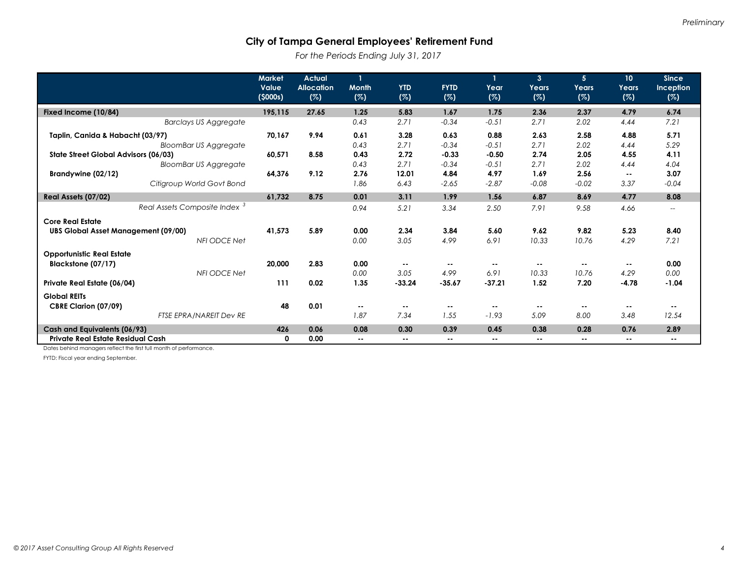*Preliminary*

# City of Tampa General Employees' Retirement Fund

*For the Periods Ending July 31, 2017*

| | Market Value ($000s) | Actual Allocation (%) | 1 Month (%) | YTD (%) | FYTD (%) | 1 Year (%) | 3 Years (%) | 5 Years (%) | 10 Years (%) | Since Inception (%) |
|---|---|---|---|---|---|---|---|---|---|---|
| **Fixed Income (10/84)** | **195,115** | **27.65** | **1.25** | **5.83** | **1.67** | **1.75** | **2.36** | **2.37** | **4.79** | **6.74** |
| *Barclays US Aggregate* | | | *0.43* | *2.71* | *-0.34* | *-0.51* | *2.71* | *2.02* | *4.44* | *7.21* |
| **Taplin, Canida & Habacht (03/97)** | **70,167** | **9.94** | **0.61** | **3.28** | **0.63** | **0.88** | **2.63** | **2.58** | **4.88** | **5.71** |
| *BloomBar US Aggregate* | | | *0.43* | *2.71* | *-0.34* | *-0.51* | *2.71* | *2.02* | *4.44* | *5.29* |
| **State Street Global Advisors (06/03)** | **60,571** | **8.58** | **0.43** | **2.72** | **-0.33** | **-0.50** | **2.74** | **2.05** | **4.55** | **4.11** |
| *BloomBar US Aggregate* | | | *0.43* | *2.71* | *-0.34* | *-0.51* | *2.71* | *2.02* | *4.44* | *4.04* |
| **Brandywine (02/12)** | **64,376** | **9.12** | **2.76** | **12.01** | **4.84** | **4.97** | **1.69** | **2.56** | **--** | **3.07** |
| *Citigroup World Govt Bond* | | | *1.86* | *6.43* | *-2.65* | *-2.87* | *-0.08* | *-0.02* | *3.37* | *-0.04* |
| **Real Assets (07/02)** | **61,732** | **8.75** | **0.01** | **3.11** | **1.99** | **1.56** | **6.87** | **8.69** | **4.77** | **8.08** |
| *Real Assets Composite Index [3]* | | | *0.94* | *5.21* | *3.34* | *2.50* | *7.91* | *9.58* | *4.66* | *--* |
| **Core Real Estate** | | | | | | | | | | |
| **UBS Global Asset Management (09/00)** | **41,573** | **5.89** | **0.00** | **2.34** | **3.84** | **5.60** | **9.62** | **9.82** | **5.23** | **8.40** |
| *NFI ODCE Net* | | | *0.00* | *3.05* | *4.99* | *6.91* | *10.33* | *10.76* | *4.29* | *7.21* |
| **Opportunistic Real Estate** | | | | | | | | | | |
| **Blackstone (07/17)** | **20,000** | **2.83** | **0.00** | **--** | **--** | **--** | **--** | **--** | **--** | **0.00** |
| *NFI ODCE Net* | | | *0.00* | *3.05* | *4.99* | *6.91* | *10.33* | *10.76* | *4.29* | *0.00* |
| **Private Real Estate (06/04)** | **111** | **0.02** | **1.35** | **-33.24** | **-35.67** | **-37.21** | **1.52** | **7.20** | **-4.78** | **-1.04** |
| **Global REITs** | | | | | | | | | | |
| **CBRE Clarion (07/09)** | **48** | **0.01** | **--** | **--** | **--** | **--** | **--** | **--** | **--** | **--** |
| *FTSE EPRA/NAREIT Dev RE* | | | *1.87* | *7.34* | *1.55* | *-1.93* | *5.09* | *8.00* | *3.48* | *12.54* |
| **Cash and Equivalents (06/93)** | **426** | **0.06** | **0.08** | **0.30** | **0.39** | **0.45** | **0.38** | **0.28** | **0.76** | **2.89** |
| **Private Real Estate Residual Cash** | **0** | **0.00** | **--** | **--** | **--** | **--** | **--** | **--** | **--** | **--** |

Dates behind managers reflect the first full month of performance.

FYTD: Fiscal year ending September.

*© 2017 Asset Consulting Group All Rights Reserved*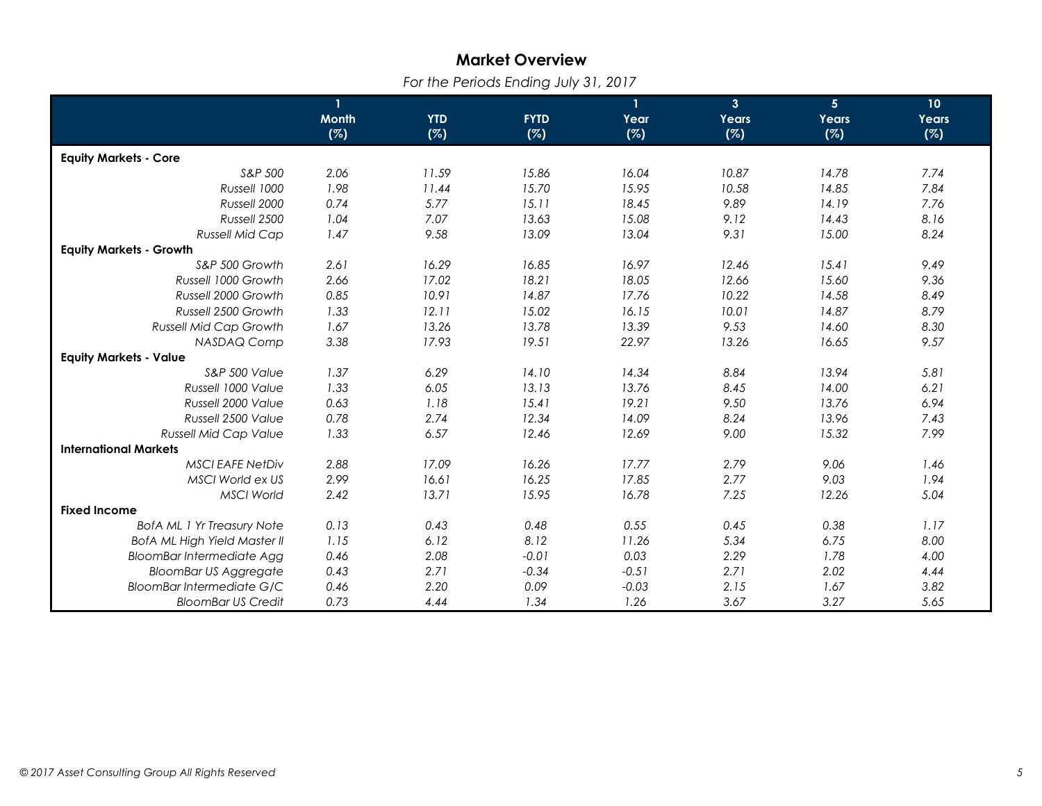## Market Overview

*For the Periods Ending July 31, 2017*

| | 1 Month (%) | YTD (%) | FYTD (%) | 1 Year (%) | 3 Years (%) | 5 Years (%) | 10 Years (%) |
|---|---|---|---|---|---|---|---|
| **Equity Markets - Core** | | | | | | | |
| *S&P 500* | 2.06 | 11.59 | 15.86 | 16.04 | 10.87 | 14.78 | 7.74 |
| *Russell 1000* | 1.98 | 11.44 | 15.70 | 15.95 | 10.58 | 14.85 | 7.84 |
| *Russell 2000* | 0.74 | 5.77 | 15.11 | 18.45 | 9.89 | 14.19 | 7.76 |
| *Russell 2500* | 1.04 | 7.07 | 13.63 | 15.08 | 9.12 | 14.43 | 8.16 |
| *Russell Mid Cap* | 1.47 | 9.58 | 13.09 | 13.04 | 9.31 | 15.00 | 8.24 |
| **Equity Markets - Growth** | | | | | | | |
| *S&P 500 Growth* | 2.61 | 16.29 | 16.85 | 16.97 | 12.46 | 15.41 | 9.49 |
| *Russell 1000 Growth* | 2.66 | 17.02 | 18.21 | 18.05 | 12.66 | 15.60 | 9.36 |
| *Russell 2000 Growth* | 0.85 | 10.91 | 14.87 | 17.76 | 10.22 | 14.58 | 8.49 |
| *Russell 2500 Growth* | 1.33 | 12.11 | 15.02 | 16.15 | 10.01 | 14.87 | 8.79 |
| *Russell Mid Cap Growth* | 1.67 | 13.26 | 13.78 | 13.39 | 9.53 | 14.60 | 8.30 |
| *NASDAQ Comp* | 3.38 | 17.93 | 19.51 | 22.97 | 13.26 | 16.65 | 9.57 |
| **Equity Markets - Value** | | | | | | | |
| *S&P 500 Value* | 1.37 | 6.29 | 14.10 | 14.34 | 8.84 | 13.94 | 5.81 |
| *Russell 1000 Value* | 1.33 | 6.05 | 13.13 | 13.76 | 8.45 | 14.00 | 6.21 |
| *Russell 2000 Value* | 0.63 | 1.18 | 15.41 | 19.21 | 9.50 | 13.76 | 6.94 |
| *Russell 2500 Value* | 0.78 | 2.74 | 12.34 | 14.09 | 8.24 | 13.96 | 7.43 |
| *Russell Mid Cap Value* | 1.33 | 6.57 | 12.46 | 12.69 | 9.00 | 15.32 | 7.99 |
| **International Markets** | | | | | | | |
| *MSCI EAFE NetDiv* | 2.88 | 17.09 | 16.26 | 17.77 | 2.79 | 9.06 | 1.46 |
| *MSCI World ex US* | 2.99 | 16.61 | 16.25 | 17.85 | 2.77 | 9.03 | 1.94 |
| *MSCI World* | 2.42 | 13.71 | 15.95 | 16.78 | 7.25 | 12.26 | 5.04 |
| **Fixed Income** | | | | | | | |
| *BofA ML 1 Yr Treasury Note* | 0.13 | 0.43 | 0.48 | 0.55 | 0.45 | 0.38 | 1.17 |
| *BofA ML High Yield Master II* | 1.15 | 6.12 | 8.12 | 11.26 | 5.34 | 6.75 | 8.00 |
| *BloomBar Intermediate Agg* | 0.46 | 2.08 | -0.01 | 0.03 | 2.29 | 1.78 | 4.00 |
| *BloomBar US Aggregate* | 0.43 | 2.71 | -0.34 | -0.51 | 2.71 | 2.02 | 4.44 |
| *BloomBar Intermediate G/C* | 0.46 | 2.20 | 0.09 | -0.03 | 2.15 | 1.67 | 3.82 |
| *BloomBar US Credit* | 0.73 | 4.44 | 1.34 | 1.26 | 3.67 | 3.27 | 5.65 |

*© 2017 Asset Consulting Group All Rights Reserved*